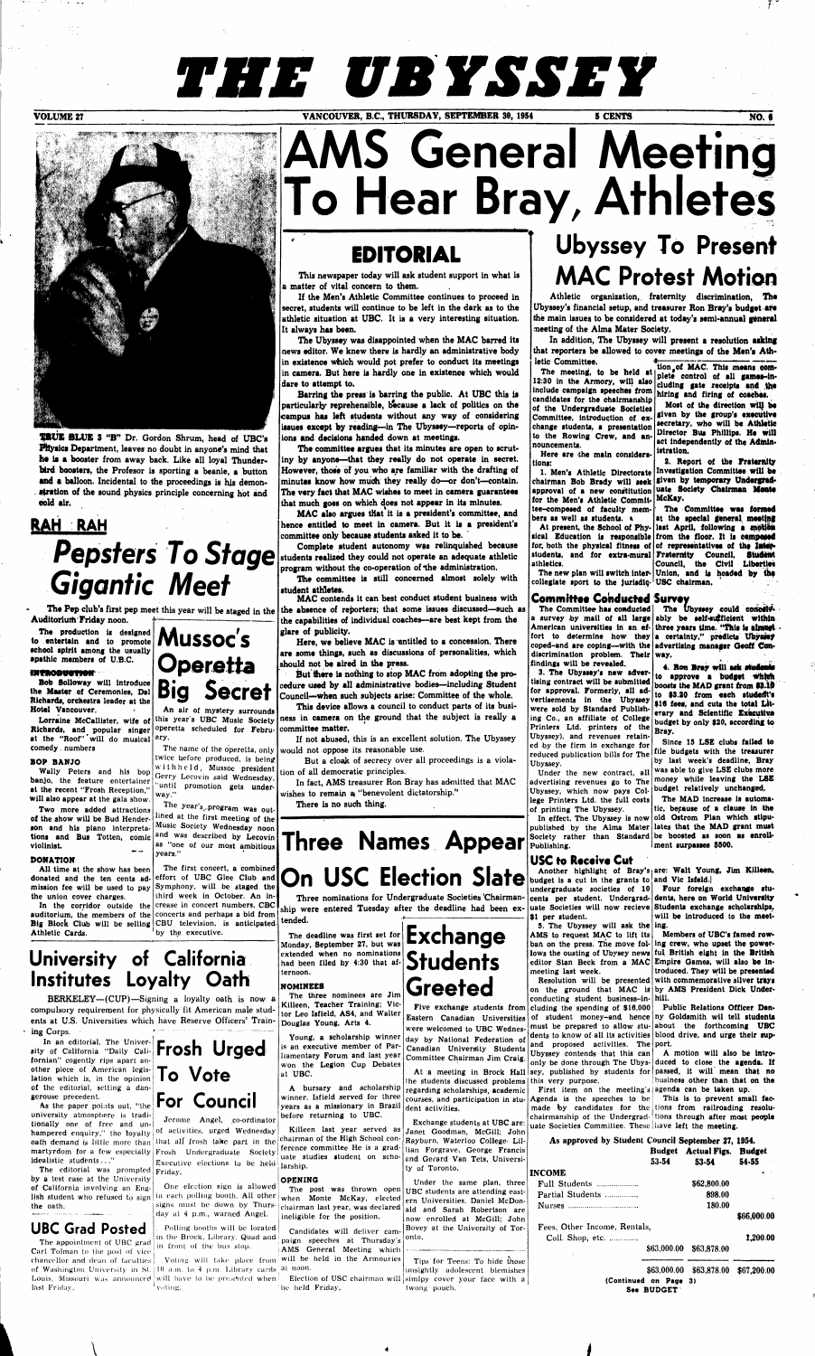# THE UBYSSEY

VOLUME 27 — VANCOUVER, B.C., THURSDAY, SEPTEMBER 30, 1954 — 5 CENTS — NO. 6

**TRUE BLUE 3 "B"** Dr. Gordon Shrum, head of UBC's Physics Department, leaves no doubt in anyone's mind that he is a booster from away back. Like all loyal Thunderbird boosters, the Professor is sporting a beanie, a button and a balloon. Incidental to the proceedings is his demonstration of the sound physics principle concerning hot and cold air.

## RAH RAH

# Pepsters To Stage Gigantic Meet

The Pep club's first pep meet this year will be staged in the Auditorium Friday noon.

The production is designed to entertain and to promote school spirit among the usually apathic members of U.B.C.

**INTRODUCTION**

Bob Solloway will introduce the Master of Ceremonies, Dal Richards, orchestra leader at the Hotel Vancouver.

Lorraine McCallister, wife of Richards, and popular singer at the "Roof" will do musical comedy numbers

**BOP BANJO**

Wally Peters and his bop banjo, the feature entertainer at the recent "Fresh Reception," will also appear at the gala show.

Two more added attractions of the show will be Bud Henderson and his piano interpretations and Bus Totten, comic violinist.

**DONATION**

All time at the show has been donated and the ten cents admission fee will be used to pay the minor cover charges.

In the corridor outside the auditorium, the members of the Big Block Club will be selling Athletic Cards.

## Mussoc's Operetta Big Secret

An air of mystery surrounds this year's UBC Music Society operetta scheduled for February.

The name of the operetta, only twice before produced, is being withheld, Mussoc president Gerry Lecovin said Wednesday, "until promotion gets underway."

The year's program was outlined at the first meeting of the Music Society Wednesday noon and was described by Lecovin as "one of our most ambitious years."

The first concert, a combined effort of UBC Glee Club and Symphony, will be staged the third week in October. An increase in concert numbers, CBC concerts and perhaps a bid from CBU television, is anticipated by the executive.

## University of California Institutes Loyalty Oath

BERKELEY—(CUP)—Signing a loyalty oath is now a compulsory requirement for physically fit American male students at U.S. universities which have Reserve Officers' Training Corps.

In an editorial, The University of California "Daily Californian" cogently rips apart another piece of American legislation which is, in the opinion of the editorial, setting a dangerous precedent.

As the paper points out, "the university atmosphere is traditionally one of free and unhampered enquiry," the loyalty oath demand is little more than martyrdom for a few especially idealistic students..."

The editorial was prompted by a test case at the University of California involving an English student who refused to sign the oath.

## UBC Grad Posted

The appointment of UBC grad Carl Tolman to the post of vice chancellor and dean of faculties of Washington University in St. Louis, Missouri was announced last Friday.

## Frosh Urged To Vote For Council

Jerome Angel, co-ordinator of activities, urged Wednesday that all frosh take part in the Frosh Undergraduate Society Executive elections to be held Friday.

One election sign is allowed in each polling booth. All other signs must be down by Thursday at 4 p.m., warned Angel.

Polling booths will be located in the Brock, Library, Quad and in front of the bus stop.

Voting will take place from 10 a.m. to 4 p.m. Library cards will have to be presented when voting.

# AMS General Meeting To Hear Bray, Athletes

## EDITORIAL

This newspaper today will ask student support in what is a matter of vital concern to them.

If the Men's Athletic Committee continues to proceed in secret, students will continue to be left in the dark as to the athletic situation at UBC. It is a very interesting situation. It always has been.

The Ubyssey was disappointed when the MAC barred its news editor. We knew there is hardly an administrative body in existence which would not prefer to conduct its meetings in camera. But here is hardly one in existence which would dare to attempt to.

Barring the press is barring the public. At UBC this is particularly reprehensible, because a lack of politics on the campus has left students without any way of considering issues except by reading—in The Ubyssey—reports of opinions and decisions handed down at meetings.

The committee argues that its minutes are open to scrutiny by anyone—that they really do not operate in secret. However, those of you who are familiar with the drafting of minutes know how much they really do—or don't—contain. The very fact that MAC wishes to meet in camera guarantees that much goes on which does not appear in its minutes.

MAC also argues that it is a president's committee, and hence entitled to meet in camera. But it is a president's committee only because students asked it to be.

Complete student autonomy was relinquished because students realized they could not operate an adequate athletic program without the co-operation of the administration.

The committee is still concerned almost solely with student athletes.

MAC contends it can best conduct student business with the absence of reporters; that some issues discussed—such as the capabilities of individual coaches—are best kept from the glare of publicity.

Here, we believe MAC is entitled to a concession. There are some things, such as discussions of personalities, which should not be aired in the press.

But there is nothing to stop MAC from adopting the procedure used by all administrative bodies—including Student Council—when such subjects arise: Committee of the whole.

This device allows a council to conduct parts of its business in camera on the ground that the subject is really a committee matter.

If not abused, this is an excellent solution. The Ubyssey would not oppose its reasonable use.

But a cloak of secrecy over all proceedings is a violation of all democratic principles.

In fact, AMS treasurer Ron Bray has admitted that MAC wishes to remain a "benevolent dictatorship."

There is no such thing.

# Three Names Appear On USC Election Slate

Three nominations for Undergraduate Societies Chairmanship were entered Tuesday after the deadline had been extended.

The deadline was first set for Monday, September 27, but was extended when no nominations had been filed by 4:30 that afternoon.

**NOMINEES**

The three nominees are Jim Killeen, Teacher Training; Victor Isfeld, AS4, and Walter Douglas Young, Arts 4.

Young, a scholarship winner is an executive member of Parliamentary Forum and last year won the Legion Cup Debates at UBC.

A bursary and scholarship winner, Isfeld served for three years as a missionary in Brazil before returning to UBC.

Killeen last year served as chairman of the High School conference committee He is a graduate studies student on scholarship.

**OPENING**

The post was thrown open when Monte McKay, elected chairman last year, was declared ineligible for the position.

Candidates will deliver campaign speeches at Thursday's AMS General Meeting which will be held in the Armouries at noon.

Election of USC chairman will be held Friday.

## Exchange Students Greeted

Five exchange students from Eastern Canadian Universities were welcomed to UBC Wednesday by National Federation of Canadian University Students Committee Chairman Jim Craig.

At a meeting in Brock Hall the students discussed problems regarding scholarships, academic courses, and participation in student activities.

Exchange students at UBC are: Janet Goodman, McGill; John Rayburn, Waterloo College; Lillian Forgrave, George Francis and Gerard Van Tets, University of Toronto.

Under the same plan, three UBC students are attending eastern Universities. Daniel McDonald and Sarah Robertson are now enrolled at McGill; John Bovey at the University of Toronto.

Tips for Teens: To hide those unsightly adolescent blemishes simply cover your face with a (wong pouch.

# Ubyssey To Present MAC Protest Motion

Athletic organization, fraternity discrimination, The Ubyssey's financial setup, and treasurer Ron Bray's budget are the main issues to be considered at today's semi-annual general meeting of the Alma Mater Society.

In addition, The Ubyssey will present a resolution asking that reporters be allowed to cover meetings of the Men's Athletic Committee.

The meeting, to be held at 12:30 in the Armory, will also include campaign speeches from candidates for the chairmanship of the Undergraduate Societies Committee, introduction of exchange students, a presentation to the Rowing Crew, and announcements.

Here are the main considerations:

1. Men's Athletic Directorate chairman Bob Brady will seek approval of a new constitution for the Men's Athletic Committee—composed of faculty members as well as students.

At present, the School of Physical Education is responsible for, both the physical fitness of students, and for extra-mural athletics.

The new plan will switch intercollegiate sport to the jurisdiction of MAC. This means complete control of all games—including gate receipts and the hiring and firing of coaches.

Most of the direction will be given by the group's executive secretary, who will be Athletic Director Bus Phillips. He will act independently of the Administration.

2. Report of the Fraternity Investigation Committee will be given by temporary Undergraduate Society Chairman Monte McKay.

The Committee was formed at the special general meeting last April, following a motion from the floor. It is composed of representatives of the Inter-Fraternity Council, Student Council, the Civil Liberties Union, and is headed by the USC chairman.

### Committee Conducted Survey

The Committee has conducted a survey by mail of all large American universities in an effort to determine how they coped—and are coping—with the discrimination problem. Their findings will be revealed.

3. The Ubyssey's new advertising contract will be submitted for approval. Formerly, all advertisements in the Ubyssey were sold by Standard Publishing Co., an affiliate of College Printers Ltd. printers of the Ubyssey), and revenues retained by the firm in exchange for reduced publication bills for The Ubyssey.

Under the new contract, all advertising revenues go to The Ubyssey, which now pays College Printers Ltd. the full costs of printing The Ubyssey.

In effect, The Ubyssey is now published by the Alma Mater Society rather than Standard Publishing.

The Ubyssey could conceivably be self-sufficient within three years time. "This is almost a certainty," predicts Ubyssey advertising manager Geoff Conway.

4. Ron Bray will ask students to approve a budget which boosts the MAD grant from $3.10 to $3.20 from each student's $16 fees, and cuts the total Literary and Scientific Executive budget by only $20, according to Bray.

Since 15 LSE clubs failed to file budgets with the treasurer by last week's deadline, Bray was able to give LSE clubs more money while leaving the LSE budget relatively unchanged.

The MAD increase is automatic, because of a clause in the old Ostrom Plan which stipulates that the MAD grant must be boosted as soon as enrollment surpasses 5800.

### USC to Receive Cut

Another highlight of Bray's budget is a cut in the grants to undergraduate societies of 10 cents per student. Undergraduate Societies will now recieve $1 per student.

5. The Ubyssey will ask the AMS to request MAC to lift its ban on the press. The move follows the ousting of Ubyssey news editor Stan Beck from a MAC meeting last week.

Resolution will be presented on the ground that MAC is conducting student business—including the spending of $16,000 of student money—and hence must be prepared to allow students to know of all its activities and proposed activities. The Ubyssey contends that this can only be done through The Ubyssey, published by students for this very purpose.

First item on the meeting's Agenda is the speeches to be made by candidates for the chairmanship of the Undergraduate Societies Committee. These are: Walt Young, Jim Killeen, and Vic Isfeld.

Four foreign exchange students, here on World University Students exchange scholarships, will be introduced to the meeting.

Members of UBC's famed rowing crew, who upset the powerful British eight in the British Empire Games, will also be introduced. They will be presented with commemorative silver trays by AMS President Dick Underhill.

Public Relations Officer Danny Goldsmith will tell students about the forthcoming UBC blood drive, and urge their support.

A motion will also be introduced to close the agenda. If passed, it will mean that no business other than that on the agenda can be taken up.

This is to prevent small factions from railroading resolutions through after most people have left the meeting.

**As approved by Student Council September 27, 1954.**

| | Budget 53-54 | Actual Figs. 53-54 | Budget 54-55 |
|---|---|---|---|
| **INCOME** | | | |
| Full Students | | $62,800.00 | |
| Partial Students | | 898.00 | |
| Nurses | | 180.00 | |
| | | | $66,000.00 |
| Fees, Other Income, Rentals, Coll. Shop, etc. | | | 1,200.00 |
| | $63,000.00 | $63,878.00 | |
| | $63,000.00 | $63,878.00 | $67,200.00 |

(Continued on Page 3)
See BUDGET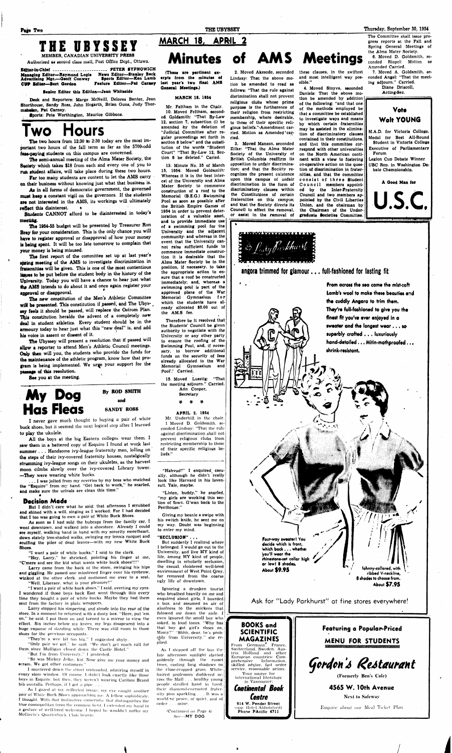# THE UBYSSEY

MEMBER, CANADIAN UNIVERSITY PRESS

Authorized as second class mail, Post Office Dept., Ottawa.

Editor-in-Chief ............ PETER SYPNOWICH

Managing Editor—Raymond Logie  News Editor—Stanley Beck

Advertising Mgr.—Geoff Conway  Sports Editor—Ken Lamb

CUP Editor—Bert Gordon  Feature Editor—Pat Carney

**Senior Editor this Edition—Jean Whiteside**

Desk and Reporters: Marge McNeill, Delores Banter, Jean Shorthouse, Sandy Ross, John Hogarth, Brian Guns, Judy Thormahalen, Pat Carney.

Sports: Pete Worthington, Maurice Gibbons.

# Two Hours

The two hours from 12:30 to 2:30 today are the most important two hours of the fall term as far as the 5700-odd fees-paying students on this campus are concerned.

The semi-annual meeting of the Alma Mater Society, the Society which takes $18 from each and every one of you to run student affairs, will take place during these two hours.

Far too many students are content to let the AMS carry on their business without knowing just what that business is.

As in all forms of democratic government, the governed must keep a constant vigil on the governors. If the students are not interested in the AMS, its workings will ultimately reflect this disinterest.

Students CANNOT afford to be disinterested in today's meeting.

The 1954-55 budget will be presented by Treasurer Ron Bray for your consideration. This is the only chance you will have to register approval or disapproval of how your money is being spent. It will be too late tomorrow to complain that your money is being misused.

The first report of the committee set up at last year's spring meeting of the AMS to investigate discrimination in fraternities will be given. This is one of the most contentious issues to be put before the student body in the history of the University. Today you will have a chance to hear just what the AMS intends to do about it and once again register your approval or disapproval.

The new constitution of the Men's Athletic Committee will be presented. This constitution if passed, and The Ubyssey feels it should be passed, will replace the Ostrom Plan. This constitution heralds the advent of a completely new deal in student athletics. Every student should be in the armoury today to hear just what this "new deal" is, and add his voice in assent or dissent of it.

The Ubyssey will present a resolution that if passed will allow a reporter to attend Men's Athletic Council meetings. Only then will you, the students who provide the funds for the maintenance of the athletic program, know how that program is being implemented. We urge your support for the passage of this resolution.

See you at the meeting.

# My Dog Has Fleas

By ROD SMITH and SANDY ROSS

I never gave much thought to buying a pair of white buck shoes, but it seemed the next logical step after I learned to play the ukulele.

All the boys at the big Eastern colleges wear them. I saw them in a battered copy of Esquire I found at work last summer . . . Handsome ivy-league fraternity men, lolling on the steps of their ivy-covered fraternity houses, nostalgically strumming ivy-league songs on their ukuleles, as the harvest moon climbs slowly over the ivy-covered Library tower. —They were wearing white bucks.

. . . I was jolted from my reveries by my boss who snatched the "Esquire" from my hand. "Get back to work," he snarled, and make sure the urinals are clean this time."

## Decision Made

But I didn't care what he said; that afternoon I scrubbed and shined with a will, singing as I worked. For I had decided that I too was going to own a pair of White Buck Shoes.

As soon as I had sold the hubcaps from the family car, I went downtown, and walked into a shoestore. Already I could see myself, walking hand in hand with my sorority sweetheart, down stately tree-shaded walks, swinging my tennis racquet and scuffing the piles of dead leaves—with my new White Buck Shoes.

"I want a pair of white bucks," I said to the clerk.

"Hey, Larry," he shrieked, pointing his finger at me, "C'mere and see the kid what wants white buck shoes!!!"

Larry came from the back of the store, swinging his hips and giggling. He passed one moistened finger over his eyebrow, winked at the other clerk, and motioned me over to a seat.

"Well, Liberace, what is your pleasure?"

"I want a pair of white bucks," I said, averting my eyes. I wondered if those boys back East went through this every time they bought a pair of white bucks. Maybe they had them sent from the factory in plain wrappers.

Larry stopped his simpering, and strode into the rear of the store. In a moment he returned with a dusty box. "Here, put 'em on," he said. I put them on and turned to a mirror to view the effect. Six inches below my knees, my legs disappeared into a huge expanse of dazzling white. There was still room in those shoes for the previous occupants.

"They're a wee bit too big," I suggested shyly.

"Only pair we got," he said. "We don't get much call for them since Mulligan closed down the Castle Hotel."

"But I'm from University," I protested.

"So was Mickey Jelke, kid. Now give me your money and scram. We got other customers."

I sauntered down the street undaunted, admiring myself in every store window. Of course, I didn't look exactly like those boys in Esquire, but then, they weren't wearing Cariboo Brand bib overalls. Perhaps, if I got a pipe . . .

As I gazed at my reflected image, my eye caught another pair of White Buck Shoes approaching me. A fellow sophisticate, I thought. With that instinctive camaraderie that distinguishes the true cosmopolitan from the common herd, I extended my hand in a gesture of well-bred welcome. I hoped he wouldn't notice my McGavin's Quarterback Club beanie.

"Hahvud?" I enquired casually, although he didn't really look like Harvard in his lavender suit. Yale, maybe.

"Listen, buddy," he snarled, "my girls are working this section of town. G'wan back to the Penthouse."

Giving my beanie a swipe with his switch knife, he sent me on my way. Doubt was beginning to enter my mind.

## "SECLUSION" . . .

But suddenly I realized where I belonged. I would go out to the University, and live MY kind of life, among MY kind of people, dwelling in scholarly seclusion, the casual, cloistered well-bred environment of West Point Grey, far removed from the coarse ugly life of downtown.

Ignoring a drunken tourist who breathed heavily on me and enquired about girls, I boarded a bus, and assumed an air of aloofness to the snickers that folowed me down the aisle. I even ignored the small boy who asked, in loud tones, "Why has that boy got girl's shoes on, Mony?" "Shhh, dear, he's probably from University," she replied.

As I stepped off the bus the late afternoon sunlight slanted goldenly through the russet trees, casting long shadows on the close-cropped grass. White-haired professors doddered across the Mall . . . healthy young people strolled hand in hand, their diamond-encrusted fraternity pins sparkling . . . It was a world of peace, of quiet, and of order . . . mine.

(Continued on Page 4)
See—MY DOG

## MARCH 18, APRIL 2

# Minutes of AMS Meetings

(These are pertinent excerpts from the minutes of last year's two final AMS General Meetings.)

### MARCH 18, 1954

Mr. Feltham in the Chair.

10. Moved Feltham, seconded Goldsmith: "That By-Law 12, section 7, subsection (i) be amended by the deletion of "Judicial Committee after regular proceedings set forth in section 8 below" and the substitution of the words "Student Court" "That By-Law 12, Section 8 be deleted." Caried.

13. Minute No. 35 of March 15, 1954: Moved Goldsmith: Whereas it is in the best interest of the University and Alma Mater Society to commence construction of a roof to the Memorial (B.E.G.) Swimming Pool as soon as possible after the British Empire Games of 1954 in order to prevent deterioration of a valuable asset, and to provide immediate use of a swimming pool for the University and the adjacent community; and whereas in the event that the University cannot raise sufficient funds to commence immediate construction it is desirable that the Alma Mater Society be in the position, if necessary, to take the appropriate action to ensure that a roof be constructed immediately; and, whereas a swimming pool is part of the approved plans of the War Memorial Gymnasium for which the students have already allocated $5.00 out of the AMS fee.

Therefore be it resolved that the Students' Council be given authority to negotiate with the University or any other party to ensure the roofing of the Swimming Pool, and, if necessary, to borrow additional funds on the security of fees already allocated to the War Memorial Gymnasium and Pool." Carried.

15. Moved Lusztig: "That the meeting adjourn." Carried.

Ann Cooper,
Secretary

\* \* \*

### APRIL 2, 1954

Mr. Underhill in the chair.

1. Moved D. Goldsmith, seconded Lindsay: "That the rule against discrimination shall not prevent religious clubs from restricting membership to those of their specific religious beliefs."

2. Moved Akesode, seconded Lindsay: "That the above motion be amended to read as follows: "That the rule against disrimination shall not prevent religious clubs whose prime purpose is the furtherance of their religion from restricting membership, where desirable, to those of their specific religious beliefs."-Amendment carried. Motion as Amended carried.

3. Moved Manson, seconded Zilke: "That the Alma Mater Society of the University of British Columbia reaffirm its opposition to unfair discrimination; and that the Society recognizes the present existence upon this campus of unfair discrimination in the form of discriminatory clauses within the Constitutions of certain fraternities on this campus; and that the Society directs its Council to effect the removal, or assist in the removal of these clauses, in the swiftest and most intelligent way possible."

4. Moved Stoyva, seconded Daniels: That the above motion be amended by addition of the following: "and that one of the methods employed be that a committee be established to investigate ways and means by which certain fraternities may be assisted in the elimination of discriminatory clauses contained in their constitutions, and that this committee correspond with other universities on the North American continent with a view to fostering co-operative action on the question of discrimination in fraternities, and that the committee consist of three Student Council members appointed by the Inter-Fraternity Council and two members appointed by the Civil Liberties Union, and the chairman by the Chairman of the Undergraduate Societies Committee. The Committee shall issue progress reports at the Fall and Spring General Meetings of the Alma Mater Society.

6. Moved D. Goldsmith, seconded Riopel: Motion as Amended Carried.

7. Moved A. Goldsmith, seconded Angel: "That the meeting adjourn." Carried.

Diane Driscoll,
Acting-Sec.

**Vote Walt YOUNG**

M.A.D. for Victoria College. Medal for Best All-Round Student in Victoria College

Executive of Parliamentary Forum

Legion Cup Debate Winner

UBC Rep. in Washington Debate Championship.

A Good Man for

**U.S.C.**

**Lady Parkhurst**

angora trimmed for glamour . . . full-fashioned for lasting fit

From across the sea came the mist-soft Lamb's wool to make these beauties and the cuddly Angora to trim them. They're full-fashioned to give you the finest fit you've ever enjoyed in a sweater and the longest wear . . . so superbly crafted . . . luxuriously hand-detailed . . . Mitin-mothproofed . . . shrink-resistant.

Four-way sweater! You decide which is front, which back . . . whether you'll wear the rhinestone-set collar high or low! 8 shades. About $9.95

Johnny-collared, with ribbed V-neckline, 8 shades to choose from. About $7.95

Ask for "Lady Parkhurst" at fine stores everywhere!

**BOOKS and SCIENTIFIC MAGAZINES**

From Germany, France, Switzerland, Sweden, Austria, Holland and other European countries: Comprehensive Information, skilled advice, fast order service, reasonable prices.

Your source for international literature in Vancouver:

**Continental Book Centre**

914 W. Pender Street (opp. Hotel Abbotsford)
Phone PAcific 4711

**Featuring a Popular-Priced MENU FOR STUDENTS**

**Gordon's Restaurant**

(Formerly Ben's Cafe)

**4565 W. 10th Avenue**

Next to Safeway

Enquire about our Meal Ticket Plan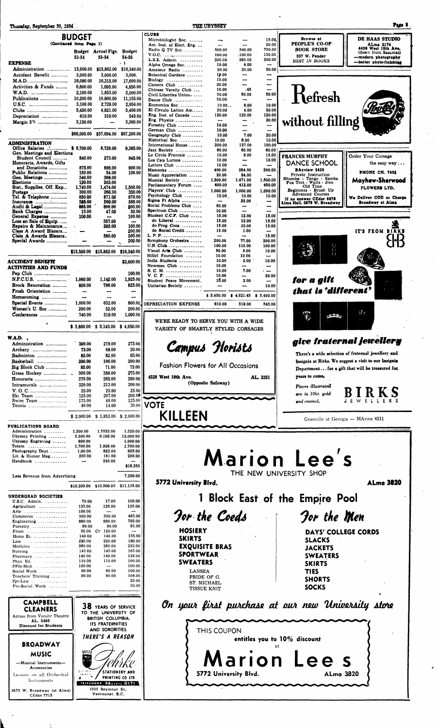# BUDGET

(Continued from Page 1)

| EXPENSE | Budget 53-54 | Actual Figs. 53-54 | Budget 54-55 |
|---|---|---|---|
| Administration | 15,000.00 | $15,862.00 | $16,340.00 |
| Accident Benefit | 3,000.00 | 3,000.00 | 3,000. |
| M.A.D. | 16,090.00 | 16,315.00 | 17,600.00 |
| Activities & Funds | 6,800.00 | 1,695.00 | 4,850.00 |
| W.A.D. | 2,100.00 | 1,853.00 | 2,000.00 |
| Publications | 10,200.00 | 10,900.00 | 11,155.00 |
| U.S.C. | 3,100.00 | 2,729.00 | 2,950.00 |
| Clubs | 5,450.00 | 4,821.00 | 5,400.00 |
| Depreciation | 610.00 | 519.00 | 545.00 |
| Margin 5% | 3,150.00 | — | 3,360.00 |
| | $66,000.00 | $57,694.00 | $67,200.00 |

| ADMINISTRATION | | | |
|---|---|---|---|
| Office Salaries | $ 8,700.00 | 8,728.00 | 9,365.00 |
| Gen. Meetings and Elections Student Council | 840.00 | 273.00 | 945.00 |
| Honoraria, Awards, Gifts and Donations | 875.00 | 898.00 | 900.00 |
| Public Relations | 150.00 | 54.00 | 100.00 |
| Gen. Meetings | 340.00 | 398.00 | |
| Elections | 120.00 | 263.00 | |
| Stat., Supplies, Off. Exp. | 1,740.00 | 1,474.00 | 1,500.00 |
| Postage | 300.00 | 266.00 | 350.00 |
| Tel. & Telephone | 850.00 | 871.00 | 870.00 |
| Insurance | 585.00 | 560.00 | 560.00 |
| Audit & Legal | 885.00 | 800.00 | 800.00 |
| Bank Charges | 15.00 | 47.00 | 50.00 |
| General Expense | 100.00 | — | 100.00 |
| Loss on Sale of Equip. | | 357.00 | — |
| Repairs & Maintenance | | 293.00 | 100.00 |
| Class A Award Blazers | — | — | 200.00 |
| Class A Awards Blazers | | 580.00 | 500.00 |
| Special Awards | — | — | 200.00 |
| | $15,500.00 | $15,862.00 | $16,340.00 |

| ACCIDENT BENEFIT | | | $3,000.00 |
|---|---|---|---|

| ACTIVITIES AND FUNDS | | | |
|---|---|---|---|
| Pep Club | | | 100.00 |
| N.F.C.U.S. | 1,060.00 | 1,142.00 | 1,925.00 |
| Brock Renovation | 800.00 | 796.00 | 825.00 |
| Frosh Orientation | — | — | — |
| Homecoming | — | — | — |
| Special Events | 1,000.00 | 632.00 | 800.00 |
| Women's U. Soc | 200.00 | 52.00 | 200.00 |
| Conferences | 740.00 | 519.00 | 1,000.00 |
| | $ 3,800.00 | $ 3,143.00 | $ 4,850.00 |

| W.A.D. | | | |
|---|---|---|---|
| Administration | 300.00 | 278.00 | 275.00 |
| Archery | 75.00 | 68.00 | 30.00 |
| Badminton | 85.00 | 82.00 | 65.00 |
| Basketball | 200.00 | 196.00 | 300.00 |
| Big Block Club | 85.00 | 71.00 | 75.00 |
| Grass Hockey | 300.00 | 386.00 | 275.00 |
| Honoraria | 270.00 | 265.00 | 300.00 |
| Intramurals | 320.00 | 213.00 | 300.00 |
| V. O. C. | 25.00 | 25.00 | 25.00 |
| Ski Team | 125.00 | 207.00 | 200.00 |
| Swim Team | 175.00 | 48.00 | 125.00 |
| Tennis | 40.00 | 14.00 | 30.00 |
| | $ 2,000.00 | $ 1,853.00 | $ 2,000.00 |

| PUBLICATIONS BOARD | | | |
|---|---|---|---|
| Administration | 1,200.00 | 1,5533.00 | 1,520.00 |
| Ubyssey Printing | 5,300.00 | 6,166.00 | 13,000.00 |
| Ubyssey Engraving | 800.00 | | 1,000.00 |
| Totem | 1,700.00 | 1,928.00 | 1,700.00 |
| Photography Dept. | 1,00.00 | 832.00 | 935.00 |
| Lit. & Humor Mag. | 200.00 | 181.00 | 200.00 |
| Handbook | — | 240.00 | |
| | | | $18,355 |
| Less Revenue from Advertising | | | 7,200.00 |
| | $10,200.00 | $10,900.00 | $11,155.00 |

| UNDERGRAD SOCIETIES | | | |
|---|---|---|---|
| U.S.C. Admin. | 70.00 | 17.00 | 100.00 |
| Agriculture | 135.00 | 135.00 | 135.00 |
| Arts | 100.00 | — | — |
| Commerce | 500.00 | 500.00 | 485.00 |
| Engineering | 860.00 | 860.00 | 785.00 |
| Forestry | 90.00 | 90.00 | 91.00 |
| Frosh | 50.00 | Cr 120.00 | — |
| Home Ec. | 140.00 | 140.00 | 155.00 |
| Law | 220.00 | 220.00 | 190.00 |
| Medicine | 260.00 | 260.00 | 232.00 |
| Nursing | 145.00 | 145.00 | 165.00 |
| Pharmacy | 140.00 | 140.00 | 138.00 |
| Phys. Ed. | 110.00 | 110.00 | 100.00 |
| PPre-Med. | 100.00 | — | 100.00 |
| Social Work | 90.00 | 90.00 | 100.00 |
| Teachers' Training | 90.00 | 90.00 | 104.00 |
| Pre-Law | | | 20.00 |
| Pre-Social Work | | | 50.00 |

| CLUBS | | | |
|---|---|---|---|
| Microbiologist Soc. | — | — | 15.00 |
| Am. Inst. of Elect. Eng. | — | — | 20.00 |
| Radio Q TV Soc. | 500.00 | 540.00 | 750.00 |
| V.O.C. | 100.00 | 100.00 | 150.00 |
| L.S.E. Admin. | 300.00 | 260.00 | 300.00 |
| Alpha Omega Soc. | 10.00 | 4.00 | — |
| Amateur Radio | 30.00 | 30.00 | 50.00 |
| Botanical Gardens | 10.00 | — | — |
| Biology | 10.00 | — | — |
| Camera Club | 30.00 | — | — |
| Chinese Varsity Club | 10.00 | .45 | — |
| Civil Liberties Union | 50.00 | 50.00 | 50.00 |
| Dance Club | 50.00 | — | — |
| Economics Soc. | 10.00 | 8.00 | 10.00 |
| El Circulo Latino Am. | 30.00 | 4.00 | 30.00 |
| Eng. Inst. of Canada | 120.00 | 120.00 | 120.00 |
| Eng. Physics | — | — | 20.00 |
| Forestry Club | 10.00 | — | — |
| German Club | 10.00 | — | — |
| Geography Club | 10.00 | 7.00 | 20.00 |
| Historical Soc. | 10.00 | 8.00 | 10.00 |
| International House | 200.00 | 137.00 | 100.00 |
| Jazz Society | 60.00 | 60.00 | 60.00 |
| Le Circle Francais | 10.00 | 8.00 | 15.00 |
| Les Cais Lurons | 10.00 | — | 10.00 |
| Letters Club | 10.00 | — | — |
| Mamooks | 400.00 | 284.00 | 300.00 |
| Music Appreciation | 20.00 | 24.00 | — |
| Musical Society | 1,500.00 | 1,471.00 | 1,500.00 |
| Parliamentary Forum | 400.00 | 412.00 | 450.00 |
| Players' Club | 1,000.00 | 1,000.00 | 1,000.00 |
| Psychology Club | 10.00 | 10.00 | 10.00 |
| Sigma Pi Alpha | — | 32.00 | — |
| Social Problems Club | 50.00 | — | — |
| Spectrum Club | 10.00 | — | — |
| Student C.C.F. Club | 15.00 | 12.00 | 15.00 |
| do Liberal | 15.00 | 12.00 | 15.00 |
| do Prog. Cons. | 15.00 | 10.00 | 15.00 |
| do Social Credit | 15.00 | 1.00 | — |
| L. P. P. | — | — | 15.00 |
| Symphony Orchestra | 200.00 | 77.00 | 200.00 |
| U.N. Club | 100.00 | 110.00 | 100.00 |
| Visual Arts Club | 50.00 | 9.00 | 10.00 |
| Hillel Foundation | 10.00 | 10.00 | — |
| India Students | 10.00 | 2.00 | 10.00 |
| Newman Club | 10.00 | — | — |
| S. C. M. | 10.00 | 7.00 | — |
| V. C. F. | 10.00 | — | 20.00 |
| Student Peace Movement | 10.00 | 2.00 | — |
| Unitarian Society | — | — | 10.00 |
| | $ 5,450.00 | $ 4,821.45 | $ 5,400.00 |
| DEPRECIATION EXPENSE | 610.00 | 519.00 | 545.00 |

WE'RE READY TO SERVE YOU WITH A WIDE VARIETY OF SMARTLY STYLED CORSAGES

*Campus Florists*

Fashion Flowers for All Occasions

4528 West 10th Ave. AL. 3351
(Opposite Safeway)

VOTE
**KILLEEN**

Browse at PEOPLE'S CO-OP BOOK STORE
337 W. Pender
BEST IN BOOKS

DE HAAS STUDIO
ALma 2174
4439 West 10th Ave.
(down from Sasamat)
—modern photography
—better photo-finishing

Refresh without filling

FRANCES MURPHY
DANCE SCHOOL
BAyview 3425
Private Instruction
Rhumba - Tango - Samba
Fox Trot - Waltz - Jive
Old Time
Beginners - Brush Up
Advanced Courses
If no answer CEdar 6878
Alma Hall, 3679 W. Broadway

Order Your Corsage the easy way...
PHONE CH. 7433
**Mayhew-Sherwood**
FLOWERS LTD.
We Deliver COD or Charge
Broadway at Alma

IT'S FROM BIRKS

*for a gift that is 'different'*

*give fraternal jewellery*

There's a wide selection of fraternal jewellery and insignia at Birks. We suggest a visit to our Insignia Department... for a gift that will be treasured for years to come.

*Pieces illustrated are in 10kt. gold and enamel.*

BIRKS
JEWELLERS

Granville at Georgia — MArine 6211

# Marion Lee's

THE NEW UNIVERSITY SHOP

5772 University Blvd. ALma 3820

## 1 Block East of the Empire Pool

*For the Coeds*

- HOSIERY
- SKIRTS
- EXQUISITE BRAS
- SPORTWEAR
- SWEATERS

LANSEA
PRIDE OF G.
ST. MICHAEL
TISSUE KNIT

*For the Men*

- DAYS' COLLEGE CORDS
- SLACKS
- JACKETS
- SWEATERS
- SKIRTS
- TIES
- SHORTS
- SOCKS

*On your first purchase at our new University store*

THIS COUPON
entitles you to 10% discount at
**Marion Lee's**
5772 University Blvd. ALma 3820

CAMPBELL CLEANERS
Across from Varsity Theatre
AL. 2460
Discount for Students

BROADWAY MUSIC
—Musical Instruments—
Accessories
Lessons on all Orchestral Instruments
3673 W. Broadway (at Alma)
CEdar 7715

38 YEARS OF SERVICE TO THE UNIVERSITY OF BRITISH COLUMBIA, ITS FRATERNITIES AND SORORITIES.
THERE'S A REASON
Gehrke STATIONERY AND PRINTING CO. LTD.
TELEPHONE PAcific 0171
1035 Seymour St.,
Vancouver, B.C.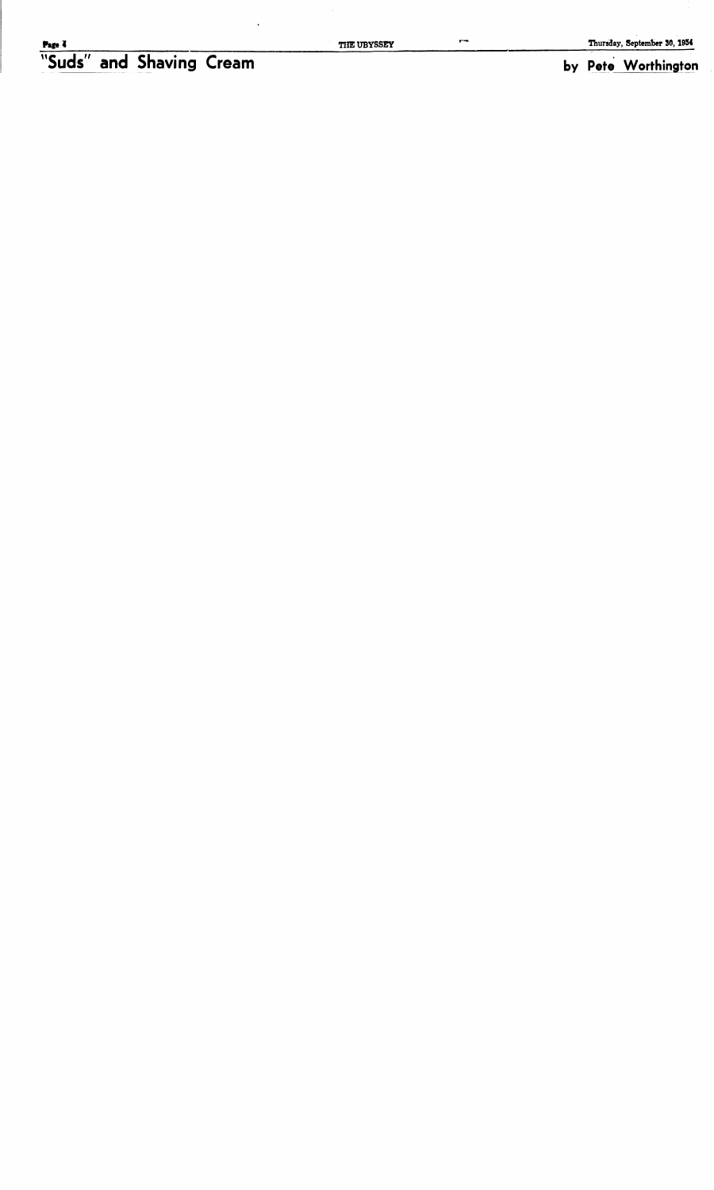## "Suds" and Shaving Cream

by Pete Worthington